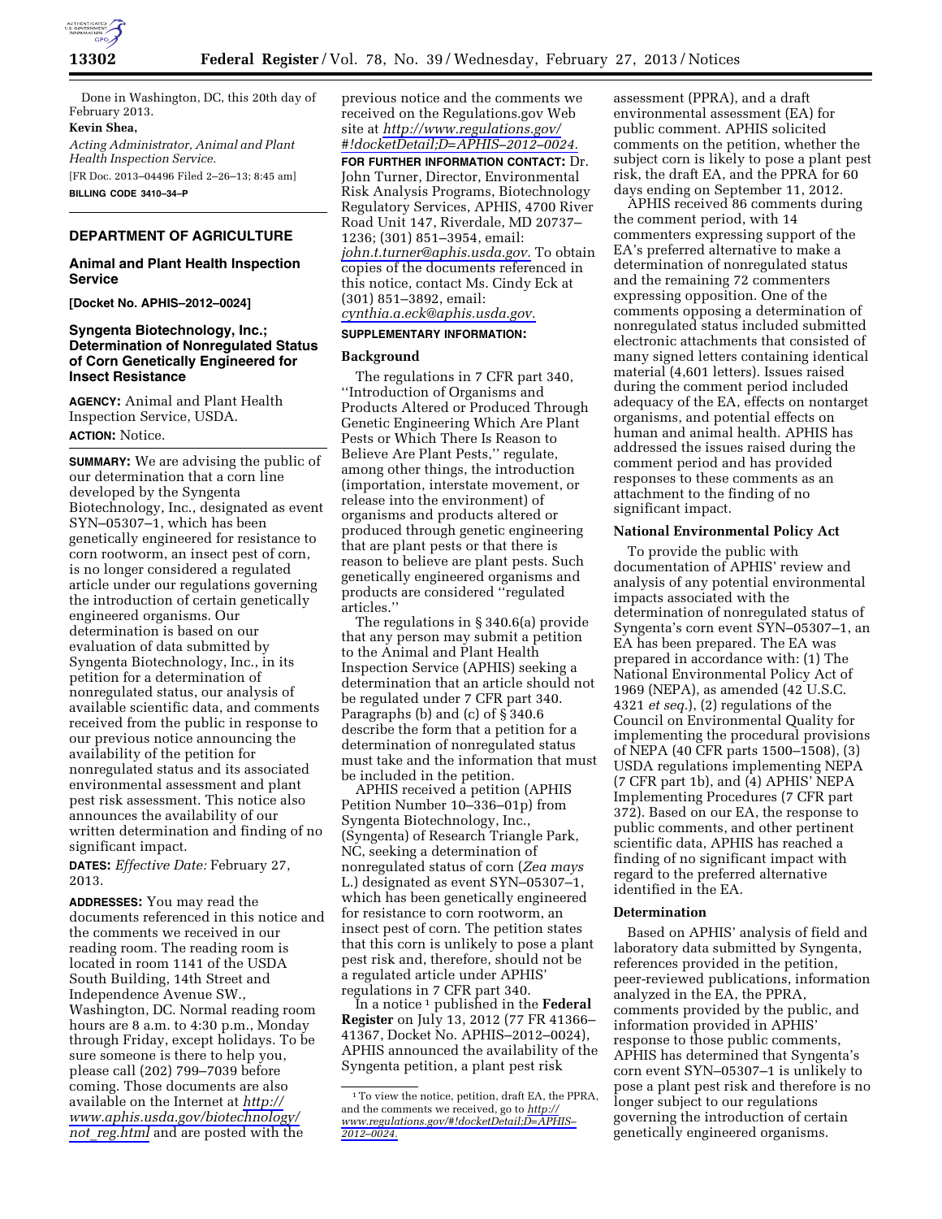Done in Washington, DC, this 20th day of February 2013.

**Kevin Shea,**

*Acting Administrator, Animal and Plant Health Inspection Service.*

[FR Doc. 2013–04496 Filed 2–26–13; 8:45 am]

**BILLING CODE 3410–34–P**

## DEPARTMENT OF AGRICULTURE

### Animal and Plant Health Inspection Service

**[Docket No. APHIS–2012–0024]**

### Syngenta Biotechnology, Inc.; Determination of Nonregulated Status of Corn Genetically Engineered for Insect Resistance

**AGENCY:** Animal and Plant Health Inspection Service, USDA.

**ACTION:** Notice.

**SUMMARY:** We are advising the public of our determination that a corn line developed by the Syngenta Biotechnology, Inc., designated as event SYN–05307–1, which has been genetically engineered for resistance to corn rootworm, an insect pest of corn, is no longer considered a regulated article under our regulations governing the introduction of certain genetically engineered organisms. Our determination is based on our evaluation of data submitted by Syngenta Biotechnology, Inc., in its petition for a determination of nonregulated status, our analysis of available scientific data, and comments received from the public in response to our previous notice announcing the availability of the petition for nonregulated status and its associated environmental assessment and plant pest risk assessment. This notice also announces the availability of our written determination and finding of no significant impact.

**DATES:** *Effective Date:* February 27, 2013.

**ADDRESSES:** You may read the documents referenced in this notice and the comments we received in our reading room. The reading room is located in room 1141 of the USDA South Building, 14th Street and Independence Avenue SW., Washington, DC. Normal reading room hours are 8 a.m. to 4:30 p.m., Monday through Friday, except holidays. To be sure someone is there to help you, please call (202) 799–7039 before coming. Those documents are also available on the Internet at *http://www.aphis.usda.gov/biotechnology/not_reg.html* and are posted with the previous notice and the comments we received on the Regulations.gov Web site at *http://www.regulations.gov/#!docketDetail;D=APHIS–2012–0024.*

**FOR FURTHER INFORMATION CONTACT:** Dr. John Turner, Director, Environmental Risk Analysis Programs, Biotechnology Regulatory Services, APHIS, 4700 River Road Unit 147, Riverdale, MD 20737–1236; (301) 851–3954, email: *john.t.turner@aphis.usda.gov.* To obtain copies of the documents referenced in this notice, contact Ms. Cindy Eck at (301) 851–3892, email: *cynthia.a.eck@aphis.usda.gov.*

**SUPPLEMENTARY INFORMATION:**

#### Background

The regulations in 7 CFR part 340, ''Introduction of Organisms and Products Altered or Produced Through Genetic Engineering Which Are Plant Pests or Which There Is Reason to Believe Are Plant Pests,'' regulate, among other things, the introduction (importation, interstate movement, or release into the environment) of organisms and products altered or produced through genetic engineering that are plant pests or that there is reason to believe are plant pests. Such genetically engineered organisms and products are considered ''regulated articles.''

The regulations in § 340.6(a) provide that any person may submit a petition to the Animal and Plant Health Inspection Service (APHIS) seeking a determination that an article should not be regulated under 7 CFR part 340. Paragraphs (b) and (c) of § 340.6 describe the form that a petition for a determination of nonregulated status must take and the information that must be included in the petition.

APHIS received a petition (APHIS Petition Number 10–336–01p) from Syngenta Biotechnology, Inc., (Syngenta) of Research Triangle Park, NC, seeking a determination of nonregulated status of corn (*Zea mays* L.) designated as event SYN–05307–1, which has been genetically engineered for resistance to corn rootworm, an insect pest of corn. The petition states that this corn is unlikely to pose a plant pest risk and, therefore, should not be a regulated article under APHIS' regulations in 7 CFR part 340.

In a notice [1] published in the **Federal Register** on July 13, 2012 (77 FR 41366–41367, Docket No. APHIS–2012–0024), APHIS announced the availability of the Syngenta petition, a plant pest risk assessment (PPRA), and a draft environmental assessment (EA) for public comment. APHIS solicited comments on the petition, whether the subject corn is likely to pose a plant pest risk, the draft EA, and the PPRA for 60 days ending on September 11, 2012.

APHIS received 86 comments during the comment period, with 14 commenters expressing support of the EA's preferred alternative to make a determination of nonregulated status and the remaining 72 commenters expressing opposition. One of the comments opposing a determination of nonregulated status included submitted electronic attachments that consisted of many signed letters containing identical material (4,601 letters). Issues raised during the comment period included adequacy of the EA, effects on nontarget organisms, and potential effects on human and animal health. APHIS has addressed the issues raised during the comment period and has provided responses to these comments as an attachment to the finding of no significant impact.

#### National Environmental Policy Act

To provide the public with documentation of APHIS' review and analysis of any potential environmental impacts associated with the determination of nonregulated status of Syngenta's corn event SYN–05307–1, an EA has been prepared. The EA was prepared in accordance with: (1) The National Environmental Policy Act of 1969 (NEPA), as amended (42 U.S.C. 4321 *et seq.*), (2) regulations of the Council on Environmental Quality for implementing the procedural provisions of NEPA (40 CFR parts 1500–1508), (3) USDA regulations implementing NEPA (7 CFR part 1b), and (4) APHIS' NEPA Implementing Procedures (7 CFR part 372). Based on our EA, the response to public comments, and other pertinent scientific data, APHIS has reached a finding of no significant impact with regard to the preferred alternative identified in the EA.

#### Determination

Based on APHIS' analysis of field and laboratory data submitted by Syngenta, references provided in the petition, peer-reviewed publications, information analyzed in the EA, the PPRA, comments provided by the public, and information provided in APHIS' response to those public comments, APHIS has determined that Syngenta's corn event SYN–05307–1 is unlikely to pose a plant pest risk and therefore is no longer subject to our regulations governing the introduction of certain genetically engineered organisms.

---

[1] To view the notice, petition, draft EA, the PPRA, and the comments we received, go to *http://www.regulations.gov/#!docketDetail;D=APHIS–2012–0024.*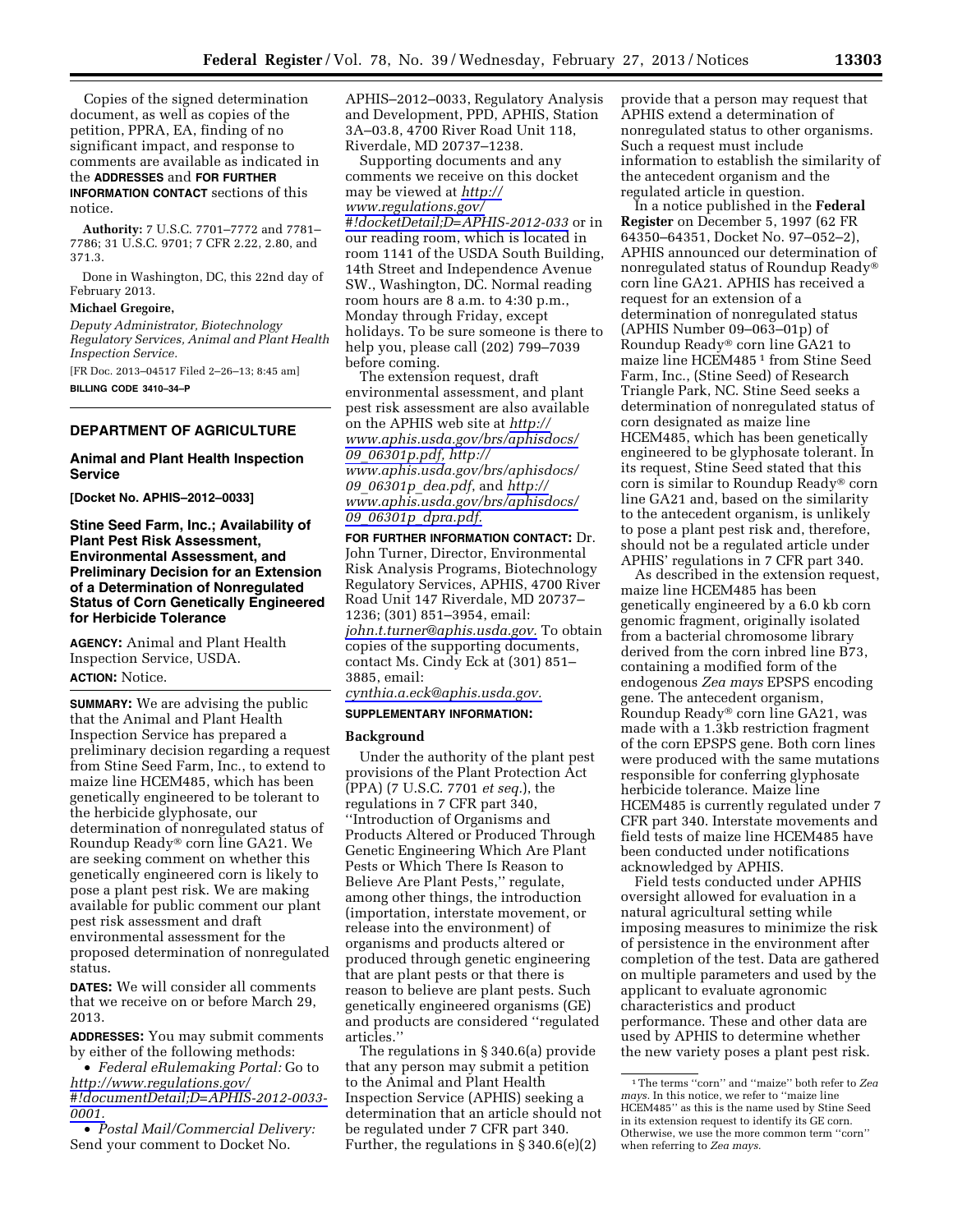Copies of the signed determination document, as well as copies of the petition, PPRA, EA, finding of no significant impact, and response to comments are available as indicated in the **ADDRESSES** and **FOR FURTHER INFORMATION CONTACT** sections of this notice.

**Authority:** 7 U.S.C. 7701–7772 and 7781–7786; 31 U.S.C. 9701; 7 CFR 2.22, 2.80, and 371.3.

Done in Washington, DC, this 22nd day of February 2013.

**Michael Gregoire,**

*Deputy Administrator, Biotechnology Regulatory Services, Animal and Plant Health Inspection Service.*

[FR Doc. 2013–04517 Filed 2–26–13; 8:45 am]

**BILLING CODE 3410–34–P**

## DEPARTMENT OF AGRICULTURE

### Animal and Plant Health Inspection Service

**[Docket No. APHIS–2012–0033]**

### Stine Seed Farm, Inc.; Availability of Plant Pest Risk Assessment, Environmental Assessment, and Preliminary Decision for an Extension of a Determination of Nonregulated Status of Corn Genetically Engineered for Herbicide Tolerance

**AGENCY:** Animal and Plant Health Inspection Service, USDA.

**ACTION:** Notice.

**SUMMARY:** We are advising the public that the Animal and Plant Health Inspection Service has prepared a preliminary decision regarding a request from Stine Seed Farm, Inc., to extend to maize line HCEM485, which has been genetically engineered to be tolerant to the herbicide glyphosate, our determination of nonregulated status of Roundup Ready® corn line GA21. We are seeking comment on whether this genetically engineered corn is likely to pose a plant pest risk. We are making available for public comment our plant pest risk assessment and draft environmental assessment for the proposed determination of nonregulated status.

**DATES:** We will consider all comments that we receive on or before March 29, 2013.

**ADDRESSES:** You may submit comments by either of the following methods:

- *Federal eRulemaking Portal:* Go to *http://www.regulations.gov/#!documentDetail;D=APHIS-2012-0033-0001.*
- *Postal Mail/Commercial Delivery:* Send your comment to Docket No. APHIS–2012–0033, Regulatory Analysis and Development, PPD, APHIS, Station 3A–03.8, 4700 River Road Unit 118, Riverdale, MD 20737–1238.

Supporting documents and any comments we receive on this docket may be viewed at *http://www.regulations.gov/#!docketDetail;D=APHIS-2012-033* or in our reading room, which is located in room 1141 of the USDA South Building, 14th Street and Independence Avenue SW., Washington, DC. Normal reading room hours are 8 a.m. to 4:30 p.m., Monday through Friday, except holidays. To be sure someone is there to help you, please call (202) 799–7039 before coming.

The extension request, draft environmental assessment, and plant pest risk assessment are also available on the APHIS web site at *http://www.aphis.usda.gov/brs/aphisdocs/09_06301p.pdf, http://www.aphis.usda.gov/brs/aphisdocs/09_06301p_dea.pdf*, and *http://www.aphis.usda.gov/brs/aphisdocs/09_06301p_dpra.pdf.*

**FOR FURTHER INFORMATION CONTACT:** Dr. John Turner, Director, Environmental Risk Analysis Programs, Biotechnology Regulatory Services, APHIS, 4700 River Road Unit 147 Riverdale, MD 20737–1236; (301) 851–3954, email: *john.t.turner@aphis.usda.gov.* To obtain copies of the supporting documents, contact Ms. Cindy Eck at (301) 851–3885, email: *cynthia.a.eck@aphis.usda.gov.*

**SUPPLEMENTARY INFORMATION:**

#### Background

Under the authority of the plant pest provisions of the Plant Protection Act (PPA) (7 U.S.C. 7701 *et seq.*), the regulations in 7 CFR part 340, ''Introduction of Organisms and Products Altered or Produced Through Genetic Engineering Which Are Plant Pests or Which There Is Reason to Believe Are Plant Pests,'' regulate, among other things, the introduction (importation, interstate movement, or release into the environment) of organisms and products altered or produced through genetic engineering that are plant pests or that there is reason to believe are plant pests. Such genetically engineered organisms (GE) and products are considered ''regulated articles.''

The regulations in § 340.6(a) provide that any person may submit a petition to the Animal and Plant Health Inspection Service (APHIS) seeking a determination that an article should not be regulated under 7 CFR part 340. Further, the regulations in § 340.6(e)(2) provide that a person may request that APHIS extend a determination of nonregulated status to other organisms. Such a request must include information to establish the similarity of the antecedent organism and the regulated article in question.

In a notice published in the **Federal Register** on December 5, 1997 (62 FR 64350–64351, Docket No. 97–052–2), APHIS announced our determination of nonregulated status of Roundup Ready® corn line GA21. APHIS has received a request for an extension of a determination of nonregulated status (APHIS Number 09–063–01p) of Roundup Ready® corn line GA21 to maize line HCEM485 [1] from Stine Seed Farm, Inc., (Stine Seed) of Research Triangle Park, NC. Stine Seed seeks a determination of nonregulated status of corn designated as maize line HCEM485, which has been genetically engineered to be glyphosate tolerant. In its request, Stine Seed stated that this corn is similar to Roundup Ready® corn line GA21 and, based on the similarity to the antecedent organism, is unlikely to pose a plant pest risk and, therefore, should not be a regulated article under APHIS' regulations in 7 CFR part 340.

As described in the extension request, maize line HCEM485 has been genetically engineered by a 6.0 kb corn genomic fragment, originally isolated from a bacterial chromosome library derived from the corn inbred line B73, containing a modified form of the endogenous *Zea mays* EPSPS encoding gene. The antecedent organism, Roundup Ready® corn line GA21, was made with a 1.3kb restriction fragment of the corn EPSPS gene. Both corn lines were produced with the same mutations responsible for conferring glyphosate herbicide tolerance. Maize line HCEM485 is currently regulated under 7 CFR part 340. Interstate movements and field tests of maize line HCEM485 have been conducted under notifications acknowledged by APHIS.

Field tests conducted under APHIS oversight allowed for evaluation in a natural agricultural setting while imposing measures to minimize the risk of persistence in the environment after completion of the test. Data are gathered on multiple parameters and used by the applicant to evaluate agronomic characteristics and product performance. These and other data are used by APHIS to determine whether the new variety poses a plant pest risk.

[1] The terms ''corn'' and ''maize'' both refer to *Zea mays*. In this notice, we refer to ''maize line HCEM485'' as this is the name used by Stine Seed in its extension request to identify its GE corn. Otherwise, we use the more common term ''corn'' when referring to *Zea mays.*